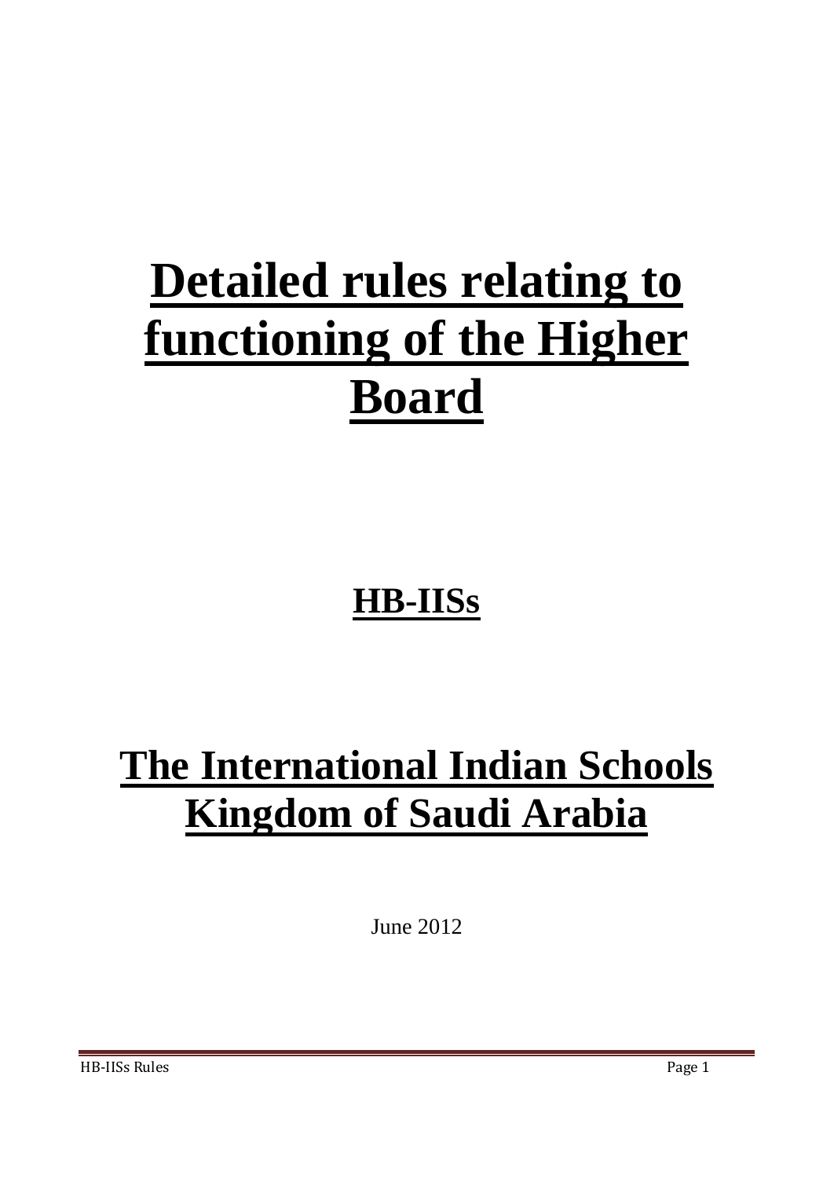# Detailed rules relating to functioning of the Higher Board

## HB-IISs

# The International Indian Schools Kingdom of Saudi Arabia

June 2012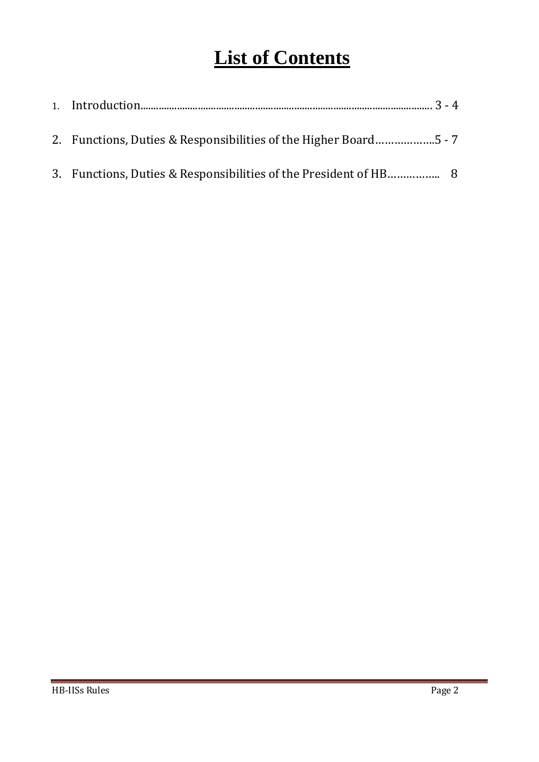# List of Contents

1. Introduction................................................................................................................ 3 - 4
2. Functions, Duties & Responsibilities of the Higher Board……………….5 - 7
3. Functions, Duties & Responsibilities of the President of HB…………….. 8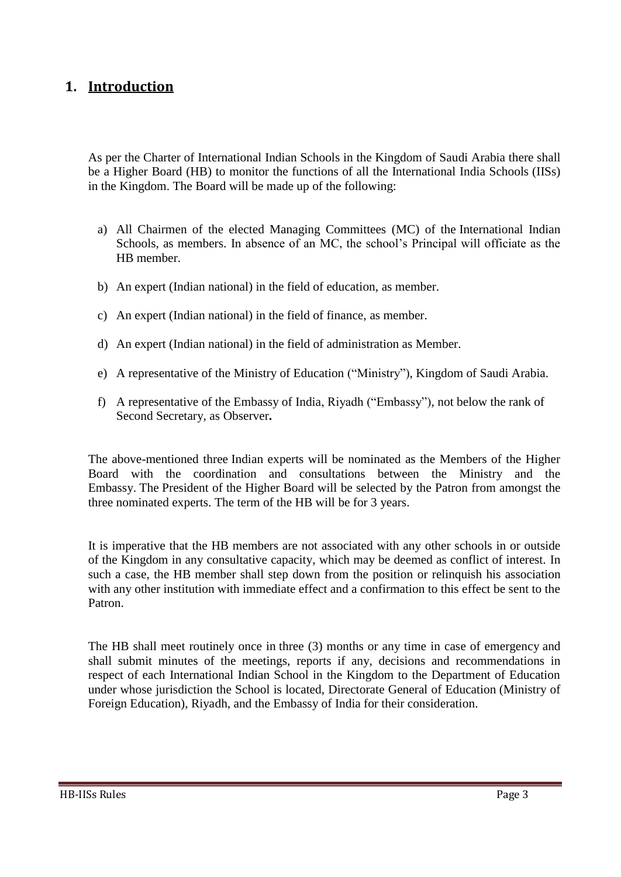# 1. Introduction

As per the Charter of International Indian Schools in the Kingdom of Saudi Arabia there shall be a Higher Board (HB) to monitor the functions of all the International India Schools (IISs) in the Kingdom. The Board will be made up of the following:

a) All Chairmen of the elected Managing Committees (MC) of the International Indian Schools, as members. In absence of an MC, the school's Principal will officiate as the HB member.

b) An expert (Indian national) in the field of education, as member.

c) An expert (Indian national) in the field of finance, as member.

d) An expert (Indian national) in the field of administration as Member.

e) A representative of the Ministry of Education ("Ministry"), Kingdom of Saudi Arabia.

f) A representative of the Embassy of India, Riyadh ("Embassy"), not below the rank of Second Secretary, as Observer**.**

The above-mentioned three Indian experts will be nominated as the Members of the Higher Board with the coordination and consultations between the Ministry and the Embassy. The President of the Higher Board will be selected by the Patron from amongst the three nominated experts. The term of the HB will be for 3 years.

It is imperative that the HB members are not associated with any other schools in or outside of the Kingdom in any consultative capacity, which may be deemed as conflict of interest. In such a case, the HB member shall step down from the position or relinquish his association with any other institution with immediate effect and a confirmation to this effect be sent to the Patron.

The HB shall meet routinely once in three (3) months or any time in case of emergency and shall submit minutes of the meetings, reports if any, decisions and recommendations in respect of each International Indian School in the Kingdom to the Department of Education under whose jurisdiction the School is located, Directorate General of Education (Ministry of Foreign Education), Riyadh, and the Embassy of India for their consideration.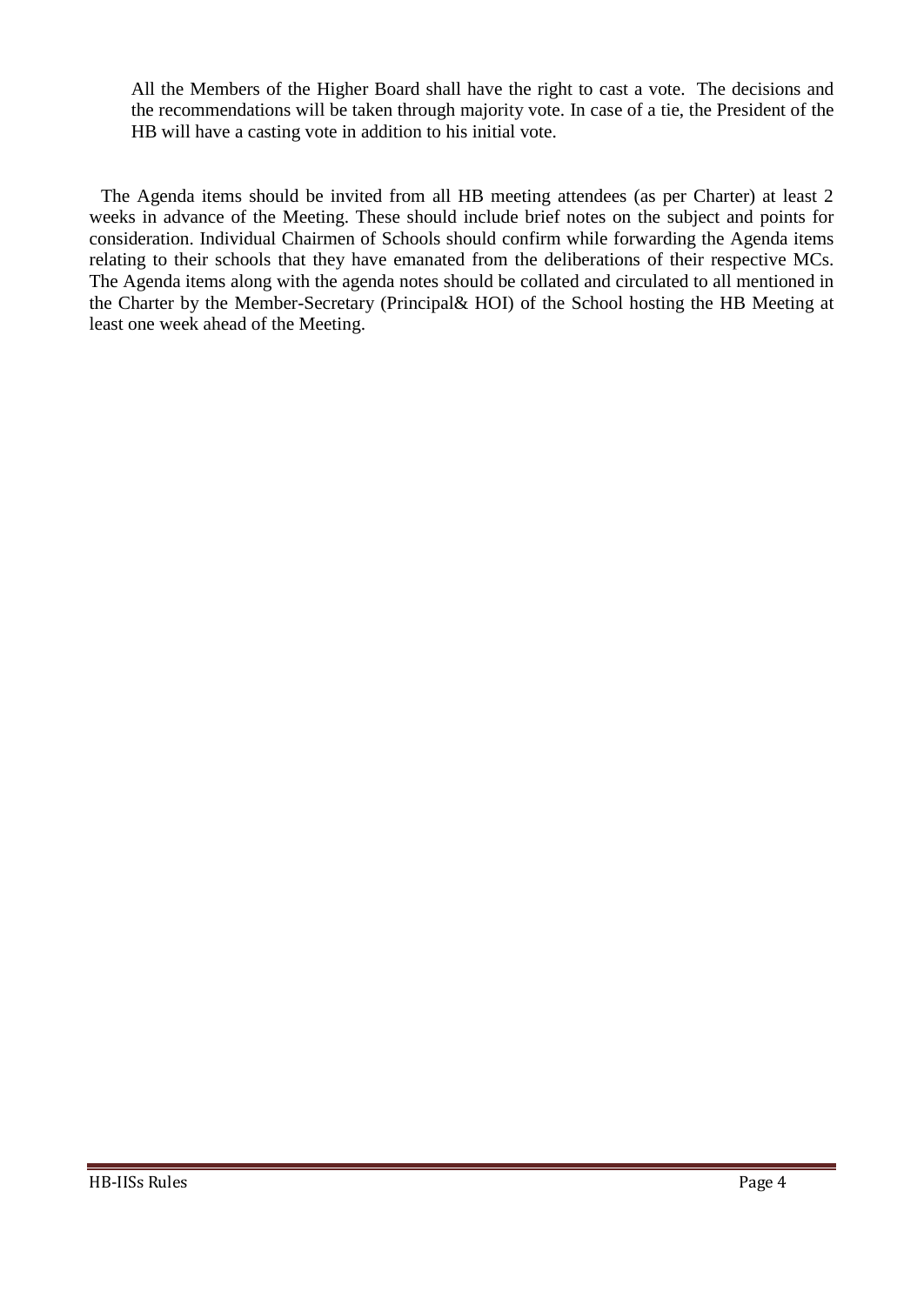All the Members of the Higher Board shall have the right to cast a vote. The decisions and the recommendations will be taken through majority vote. In case of a tie, the President of the HB will have a casting vote in addition to his initial vote.

The Agenda items should be invited from all HB meeting attendees (as per Charter) at least 2 weeks in advance of the Meeting. These should include brief notes on the subject and points for consideration. Individual Chairmen of Schools should confirm while forwarding the Agenda items relating to their schools that they have emanated from the deliberations of their respective MCs. The Agenda items along with the agenda notes should be collated and circulated to all mentioned in the Charter by the Member-Secretary (Principal& HOI) of the School hosting the HB Meeting at least one week ahead of the Meeting.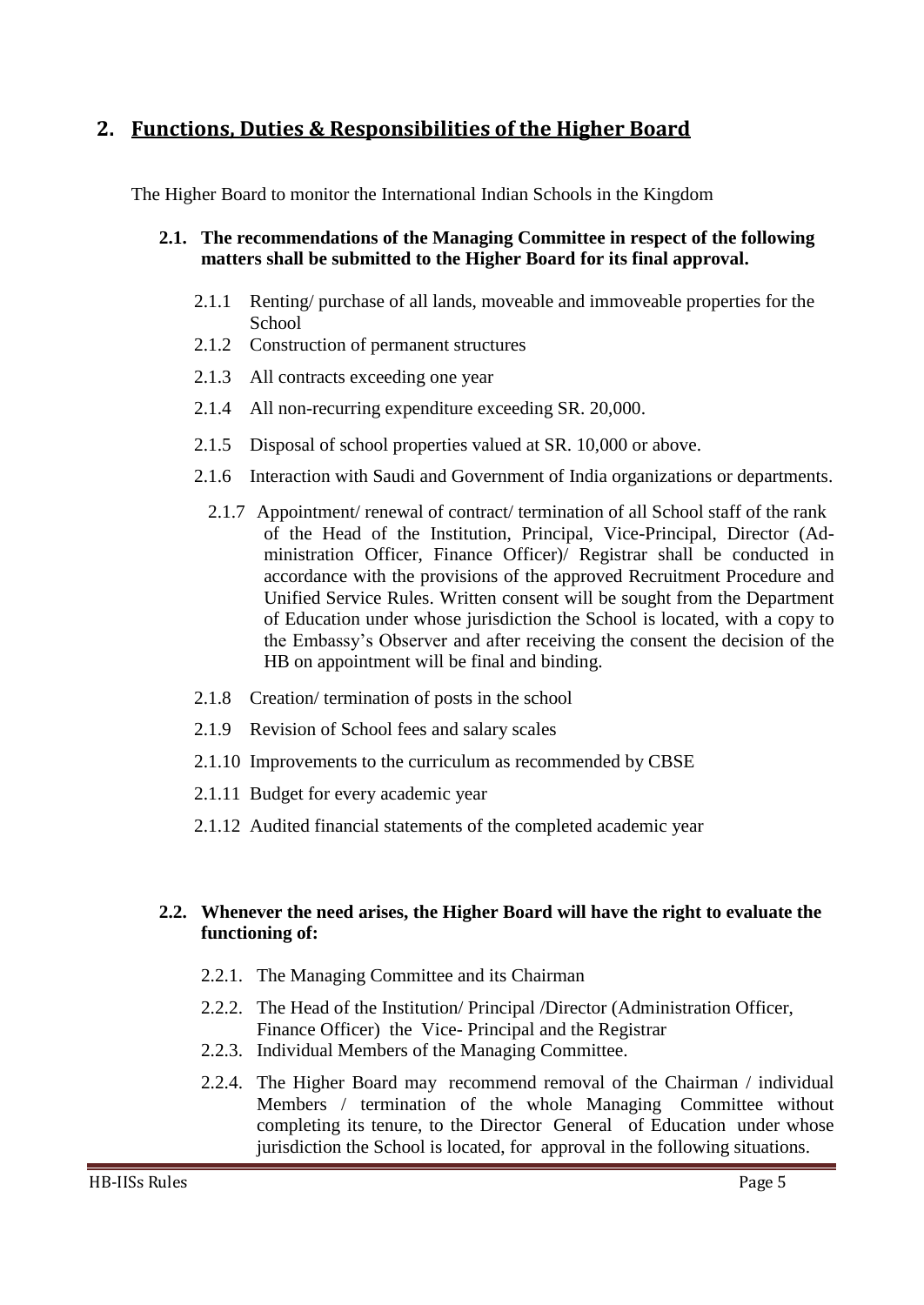## 2. Functions, Duties & Responsibilities of the Higher Board

The Higher Board to monitor the International Indian Schools in the Kingdom

**2.1. The recommendations of the Managing Committee in respect of the following matters shall be submitted to the Higher Board for its final approval.**

- 2.1.1 Renting/ purchase of all lands, moveable and immoveable properties for the School
- 2.1.2 Construction of permanent structures
- 2.1.3 All contracts exceeding one year
- 2.1.4 All non-recurring expenditure exceeding SR. 20,000.
- 2.1.5 Disposal of school properties valued at SR. 10,000 or above.
- 2.1.6 Interaction with Saudi and Government of India organizations or departments.
- 2.1.7 Appointment/ renewal of contract/ termination of all School staff of the rank of the Head of the Institution, Principal, Vice-Principal, Director (Administration Officer, Finance Officer)/ Registrar shall be conducted in accordance with the provisions of the approved Recruitment Procedure and Unified Service Rules. Written consent will be sought from the Department of Education under whose jurisdiction the School is located, with a copy to the Embassy's Observer and after receiving the consent the decision of the HB on appointment will be final and binding.
- 2.1.8 Creation/ termination of posts in the school
- 2.1.9 Revision of School fees and salary scales
- 2.1.10 Improvements to the curriculum as recommended by CBSE
- 2.1.11 Budget for every academic year
- 2.1.12 Audited financial statements of the completed academic year

**2.2. Whenever the need arises, the Higher Board will have the right to evaluate the functioning of:**

- 2.2.1. The Managing Committee and its Chairman
- 2.2.2. The Head of the Institution/ Principal /Director (Administration Officer, Finance Officer) the Vice- Principal and the Registrar
- 2.2.3. Individual Members of the Managing Committee.
- 2.2.4. The Higher Board may recommend removal of the Chairman / individual Members / termination of the whole Managing Committee without completing its tenure, to the Director General of Education under whose jurisdiction the School is located, for approval in the following situations.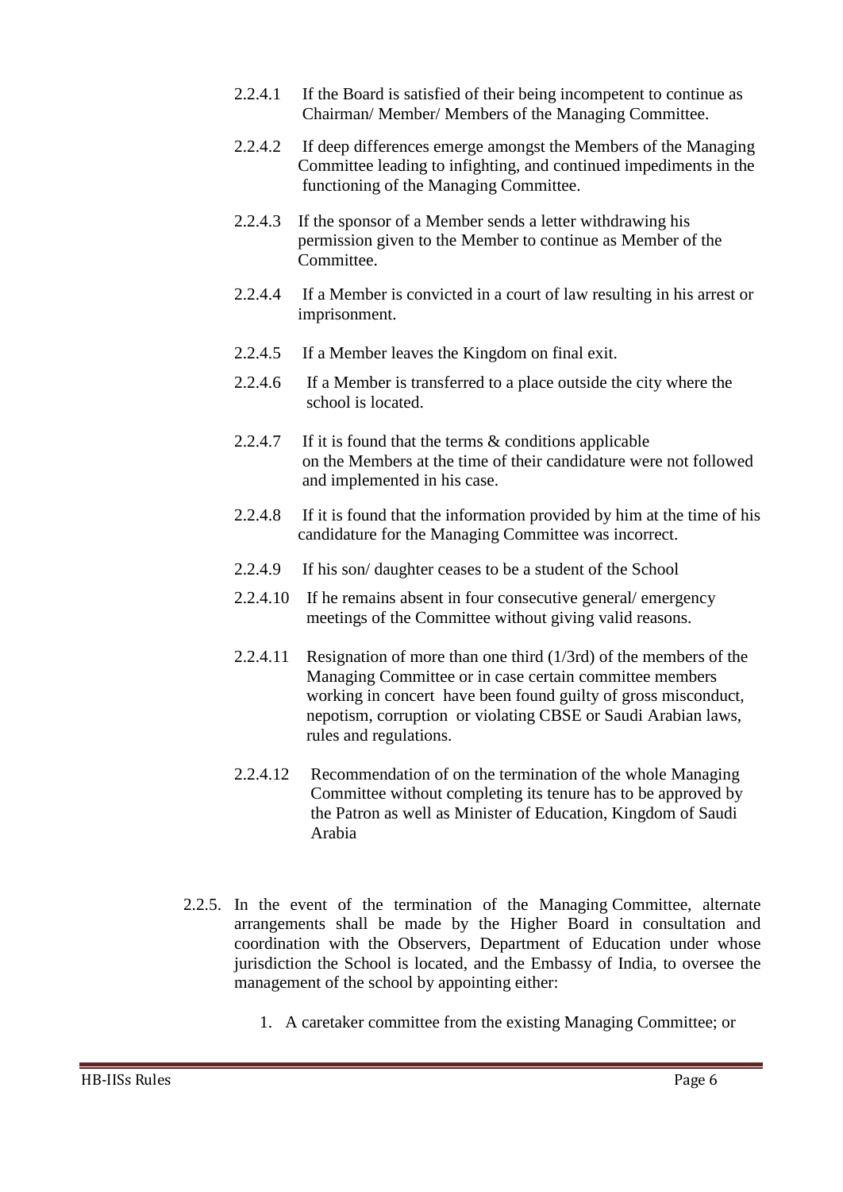2.2.4.1 If the Board is satisfied of their being incompetent to continue as Chairman/ Member/ Members of the Managing Committee.

2.2.4.2 If deep differences emerge amongst the Members of the Managing Committee leading to infighting, and continued impediments in the functioning of the Managing Committee.

2.2.4.3 If the sponsor of a Member sends a letter withdrawing his permission given to the Member to continue as Member of the Committee.

2.2.4.4 If a Member is convicted in a court of law resulting in his arrest or imprisonment.

2.2.4.5 If a Member leaves the Kingdom on final exit.

2.2.4.6 If a Member is transferred to a place outside the city where the school is located.

2.2.4.7 If it is found that the terms & conditions applicable on the Members at the time of their candidature were not followed and implemented in his case.

2.2.4.8 If it is found that the information provided by him at the time of his candidature for the Managing Committee was incorrect.

2.2.4.9 If his son/ daughter ceases to be a student of the School

2.2.4.10 If he remains absent in four consecutive general/ emergency meetings of the Committee without giving valid reasons.

2.2.4.11 Resignation of more than one third (1/3rd) of the members of the Managing Committee or in case certain committee members working in concert have been found guilty of gross misconduct, nepotism, corruption or violating CBSE or Saudi Arabian laws, rules and regulations.

2.2.4.12 Recommendation of on the termination of the whole Managing Committee without completing its tenure has to be approved by the Patron as well as Minister of Education, Kingdom of Saudi Arabia

2.2.5. In the event of the termination of the Managing Committee, alternate arrangements shall be made by the Higher Board in consultation and coordination with the Observers, Department of Education under whose jurisdiction the School is located, and the Embassy of India, to oversee the management of the school by appointing either:

1. A caretaker committee from the existing Managing Committee; or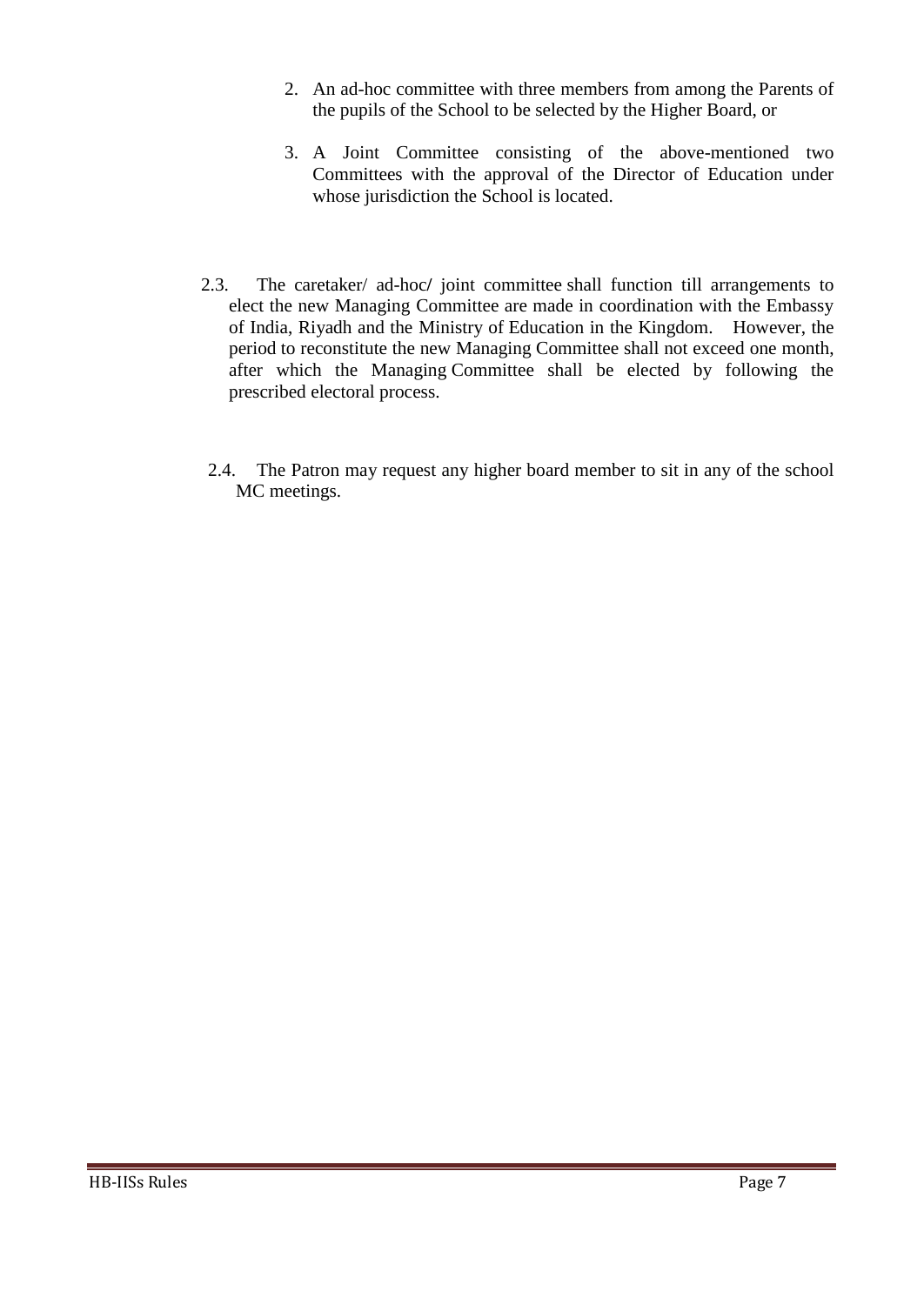2. An ad-hoc committee with three members from among the Parents of the pupils of the School to be selected by the Higher Board, or

3. A Joint Committee consisting of the above-mentioned two Committees with the approval of the Director of Education under whose jurisdiction the School is located.

2.3. The caretaker/ ad-hoc/ joint committee shall function till arrangements to elect the new Managing Committee are made in coordination with the Embassy of India, Riyadh and the Ministry of Education in the Kingdom. However, the period to reconstitute the new Managing Committee shall not exceed one month, after which the Managing Committee shall be elected by following the prescribed electoral process.

2.4. The Patron may request any higher board member to sit in any of the school MC meetings.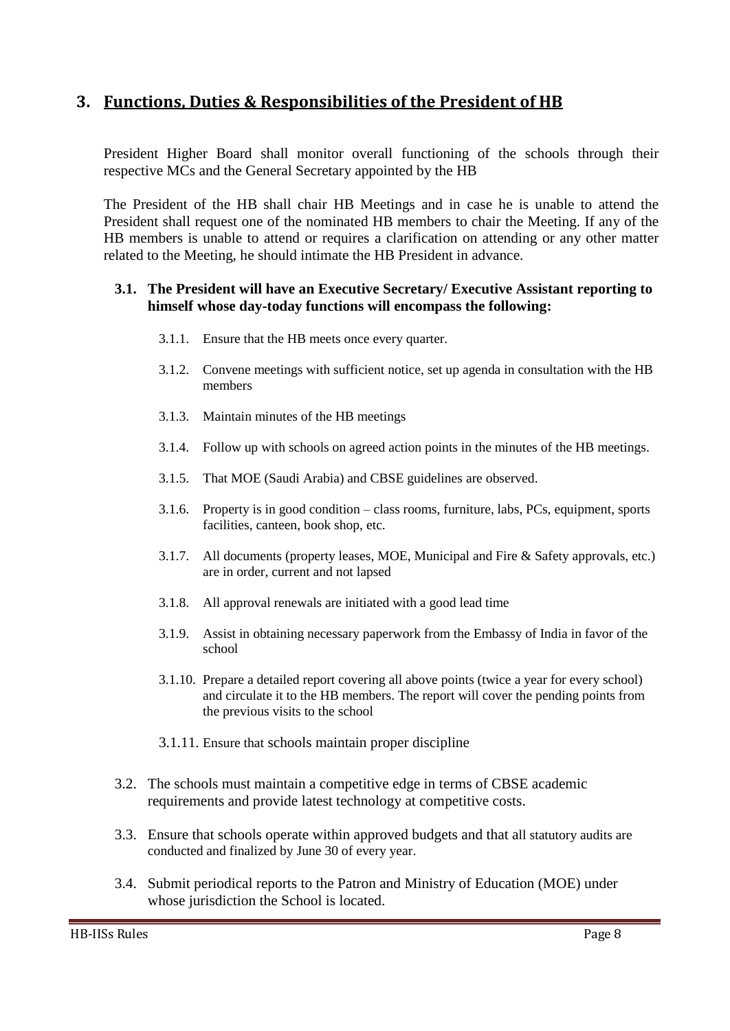## 3. Functions, Duties & Responsibilities of the President of HB

President Higher Board shall monitor overall functioning of the schools through their respective MCs and the General Secretary appointed by the HB

The President of the HB shall chair HB Meetings and in case he is unable to attend the President shall request one of the nominated HB members to chair the Meeting. If any of the HB members is unable to attend or requires a clarification on attending or any other matter related to the Meeting, he should intimate the HB President in advance.

### 3.1. The President will have an Executive Secretary/ Executive Assistant reporting to himself whose day-today functions will encompass the following:

- 3.1.1. Ensure that the HB meets once every quarter.
- 3.1.2. Convene meetings with sufficient notice, set up agenda in consultation with the HB members
- 3.1.3. Maintain minutes of the HB meetings
- 3.1.4. Follow up with schools on agreed action points in the minutes of the HB meetings.
- 3.1.5. That MOE (Saudi Arabia) and CBSE guidelines are observed.
- 3.1.6. Property is in good condition – class rooms, furniture, labs, PCs, equipment, sports facilities, canteen, book shop, etc.
- 3.1.7. All documents (property leases, MOE, Municipal and Fire & Safety approvals, etc.) are in order, current and not lapsed
- 3.1.8. All approval renewals are initiated with a good lead time
- 3.1.9. Assist in obtaining necessary paperwork from the Embassy of India in favor of the school
- 3.1.10. Prepare a detailed report covering all above points (twice a year for every school) and circulate it to the HB members. The report will cover the pending points from the previous visits to the school
- 3.1.11. Ensure that schools maintain proper discipline

3.2. The schools must maintain a competitive edge in terms of CBSE academic requirements and provide latest technology at competitive costs.

3.3. Ensure that schools operate within approved budgets and that all statutory audits are conducted and finalized by June 30 of every year.

3.4. Submit periodical reports to the Patron and Ministry of Education (MOE) under whose jurisdiction the School is located.